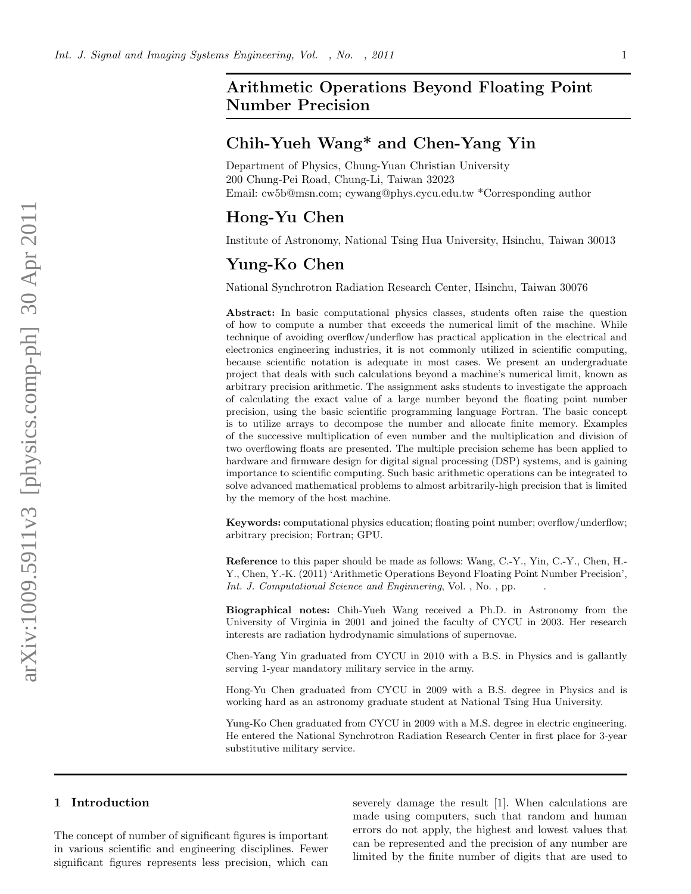# Arithmetic Operations Beyond Floating Point Number Precision

## Chih-Yueh Wang* and Chen-Yang Yin

Department of Physics, Chung-Yuan Christian University
200 Chung-Pei Road, Chung-Li, Taiwan 32023
Email: cw5b@msn.com; cywang@phys.cycu.edu.tw *Corresponding author

## Hong-Yu Chen

Institute of Astronomy, National Tsing Hua University, Hsinchu, Taiwan 30013

## Yung-Ko Chen

National Synchrotron Radiation Research Center, Hsinchu, Taiwan 30076

**Abstract:** In basic computational physics classes, students often raise the question of how to compute a number that exceeds the numerical limit of the machine. While technique of avoiding overflow/underflow has practical application in the electrical and electronics engineering industries, it is not commonly utilized in scientific computing, because scientific notation is adequate in most cases. We present an undergraduate project that deals with such calculations beyond a machine's numerical limit, known as arbitrary precision arithmetic. The assignment asks students to investigate the approach of calculating the exact value of a large number beyond the floating point number precision, using the basic scientific programming language Fortran. The basic concept is to utilize arrays to decompose the number and allocate finite memory. Examples of the successive multiplication of even number and the multiplication and division of two overflowing floats are presented. The multiple precision scheme has been applied to hardware and firmware design for digital signal processing (DSP) systems, and is gaining importance to scientific computing. Such basic arithmetic operations can be integrated to solve advanced mathematical problems to almost arbitrarily-high precision that is limited by the memory of the host machine.

**Keywords:** computational physics education; floating point number; overflow/underflow; arbitrary precision; Fortran; GPU.

**Reference** to this paper should be made as follows: Wang, C.-Y., Yin, C.-Y., Chen, H.-Y., Chen, Y.-K. (2011) 'Arithmetic Operations Beyond Floating Point Number Precision', *Int. J. Computational Science and Enginnering*, Vol. , No. , pp. .

**Biographical notes:** Chih-Yueh Wang received a Ph.D. in Astronomy from the University of Virginia in 2001 and joined the faculty of CYCU in 2003. Her research interests are radiation hydrodynamic simulations of supernovae.

Chen-Yang Yin graduated from CYCU in 2010 with a B.S. in Physics and is gallantly serving 1-year mandatory military service in the army.

Hong-Yu Chen graduated from CYCU in 2009 with a B.S. degree in Physics and is working hard as an astronomy graduate student at National Tsing Hua University.

Yung-Ko Chen graduated from CYCU in 2009 with a M.S. degree in electric engineering. He entered the National Synchrotron Radiation Research Center in first place for 3-year substitutive military service.

## 1 Introduction

The concept of number of significant figures is important in various scientific and engineering disciplines. Fewer significant figures represents less precision, which can severely damage the result [1]. When calculations are made using computers, such that random and human errors do not apply, the highest and lowest values that can be represented and the precision of any number are limited by the finite number of digits that are used to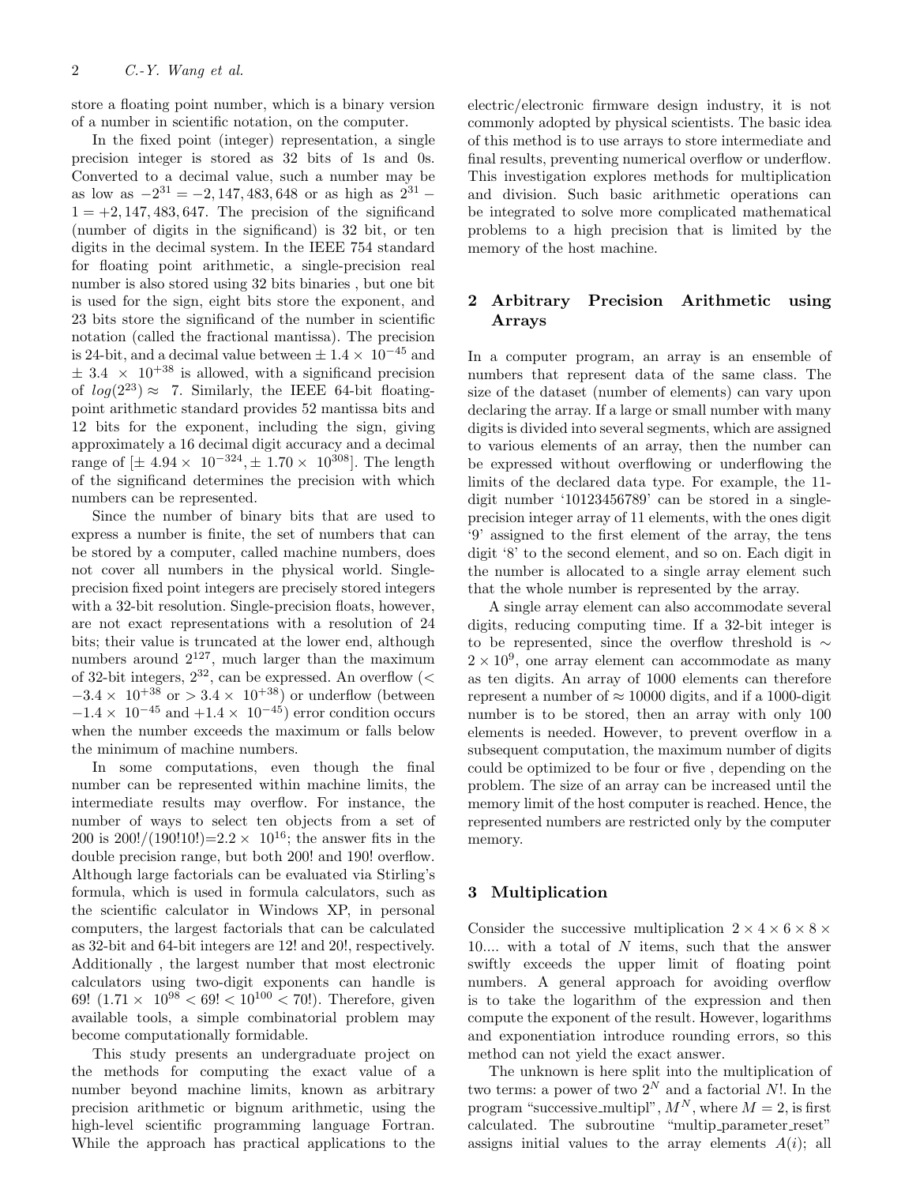store a floating point number, which is a binary version of a number in scientific notation, on the computer.

In the fixed point (integer) representation, a single precision integer is stored as 32 bits of 1s and 0s. Converted to a decimal value, such a number may be as low as $-2^{31} = -2,147,483,648$ or as high as $2^{31} - 1 = +2,147,483,647$. The precision of the significand (number of digits in the significand) is 32 bit, or ten digits in the decimal system. In the IEEE 754 standard for floating point arithmetic, a single-precision real number is also stored using 32 bits binaries , but one bit is used for the sign, eight bits store the exponent, and 23 bits store the significand of the number in scientific notation (called the fractional mantissa). The precision is 24-bit, and a decimal value between $\pm\ 1.4 \times\ 10^{-45}$ and $\pm\ 3.4\ \times\ 10^{+38}$ is allowed, with a significand precision of $log(2^{23}) \approx\ 7$. Similarly, the IEEE 64-bit floating-point arithmetic standard provides 52 mantissa bits and 12 bits for the exponent, including the sign, giving approximately a 16 decimal digit accuracy and a decimal range of $[\pm\ 4.94 \times\ 10^{-324}, \pm\ 1.70 \times\ 10^{308}]$. The length of the significand determines the precision with which numbers can be represented.

Since the number of binary bits that are used to express a number is finite, the set of numbers that can be stored by a computer, called machine numbers, does not cover all numbers in the physical world. Single-precision fixed point integers are precisely stored integers with a 32-bit resolution. Single-precision floats, however, are not exact representations with a resolution of 24 bits; their value is truncated at the lower end, although numbers around $2^{127}$, much larger than the maximum of 32-bit integers, $2^{32}$, can be expressed. An overflow ($< -3.4 \times\ 10^{+38}$ or $> 3.4 \times\ 10^{+38}$) or underflow (between $-1.4 \times\ 10^{-45}$ and $+1.4 \times\ 10^{-45}$) error condition occurs when the number exceeds the maximum or falls below the minimum of machine numbers.

In some computations, even though the final number can be represented within machine limits, the intermediate results may overflow. For instance, the number of ways to select ten objects from a set of 200 is $200!/(190!10!)$=$2.2 \times\ 10^{16}$; the answer fits in the double precision range, but both 200! and 190! overflow. Although large factorials can be evaluated via Stirling's formula, which is used in formula calculators, such as the scientific calculator in Windows XP, in personal computers, the largest factorials that can be calculated as 32-bit and 64-bit integers are 12! and 20!, respectively. Additionally , the largest number that most electronic calculators using two-digit exponents can handle is 69! ($1.71 \times\ 10^{98} < 69! < 10^{100} < 70!$). Therefore, given available tools, a simple combinatorial problem may become computationally formidable.

This study presents an undergraduate project on the methods for computing the exact value of a number beyond machine limits, known as arbitrary precision arithmetic or bignum arithmetic, using the high-level scientific programming language Fortran. While the approach has practical applications to the electric/electronic firmware design industry, it is not commonly adopted by physical scientists. The basic idea of this method is to use arrays to store intermediate and final results, preventing numerical overflow or underflow. This investigation explores methods for multiplication and division. Such basic arithmetic operations can be integrated to solve more complicated mathematical problems to a high precision that is limited by the memory of the host machine.

## 2 Arbitrary Precision Arithmetic using Arrays

In a computer program, an array is an ensemble of numbers that represent data of the same class. The size of the dataset (number of elements) can vary upon declaring the array. If a large or small number with many digits is divided into several segments, which are assigned to various elements of an array, then the number can be expressed without overflowing or underflowing the limits of the declared data type. For example, the 11-digit number '10123456789' can be stored in a single-precision integer array of 11 elements, with the ones digit '9' assigned to the first element of the array, the tens digit '8' to the second element, and so on. Each digit in the number is allocated to a single array element such that the whole number is represented by the array.

A single array element can also accommodate several digits, reducing computing time. If a 32-bit integer is to be represented, since the overflow threshold is $\sim 2 \times 10^{9}$, one array element can accommodate as many as ten digits. An array of 1000 elements can therefore represent a number of $\approx 10000$ digits, and if a 1000-digit number is to be stored, then an array with only 100 elements is needed. However, to prevent overflow in a subsequent computation, the maximum number of digits could be optimized to be four or five , depending on the problem. The size of an array can be increased until the memory limit of the host computer is reached. Hence, the represented numbers are restricted only by the computer memory.

## 3 Multiplication

Consider the successive multiplication $2 \times 4 \times 6 \times 8 \times 10....$ with a total of $N$ items, such that the answer swiftly exceeds the upper limit of floating point numbers. A general approach for avoiding overflow is to take the logarithm of the expression and then compute the exponent of the result. However, logarithms and exponentiation introduce rounding errors, so this method can not yield the exact answer.

The unknown is here split into the multiplication of two terms: a power of two $2^N$ and a factorial $N!$. In the program "successive_multipl", $M^N$, where $M = 2$, is first calculated. The subroutine "multip_parameter_reset" assigns initial values to the array elements $A(i)$; all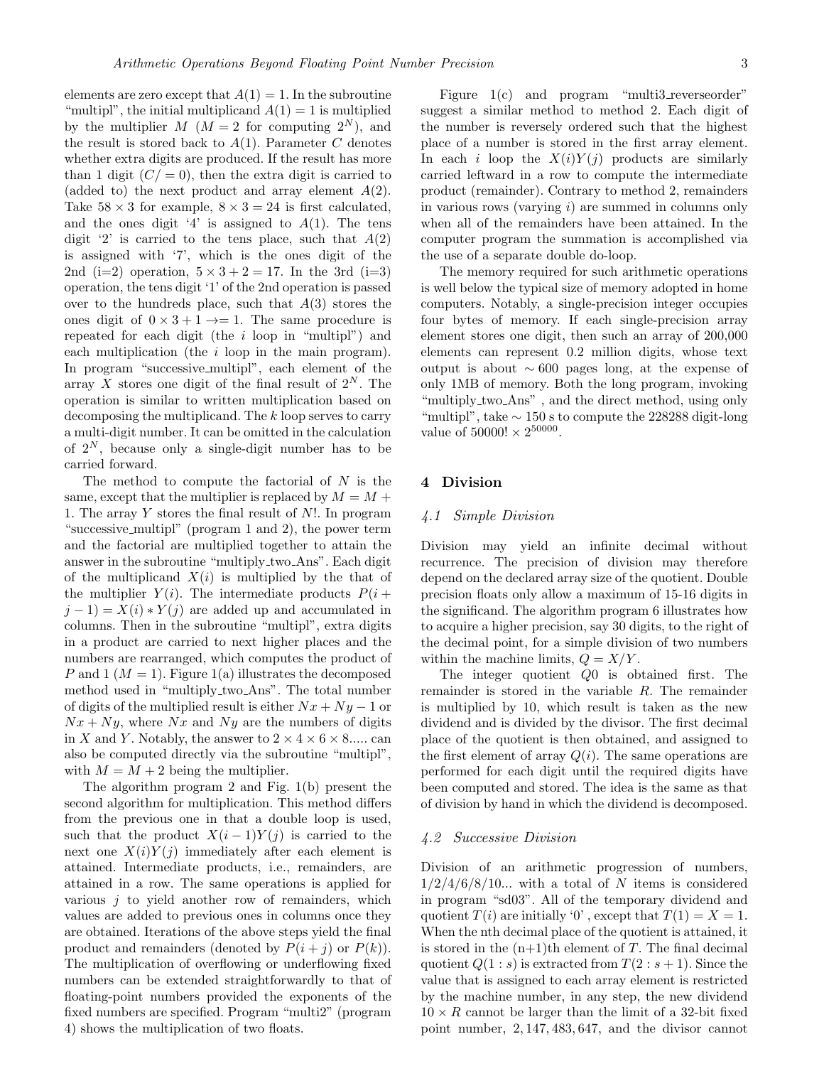elements are zero except that $A(1) = 1$. In the subroutine "multipl", the initial multiplicand $A(1) = 1$ is multiplied by the multiplier $M$ ($M = 2$ for computing $2^N$), and the result is stored back to $A(1)$. Parameter $C$ denotes whether extra digits are produced. If the result has more than 1 digit ($C/= 0$), then the extra digit is carried to (added to) the next product and array element $A(2)$. Take $58 \times 3$ for example, $8 \times 3 = 24$ is first calculated, and the ones digit '4' is assigned to $A(1)$. The tens digit '2' is carried to the tens place, such that $A(2)$ is assigned with '7', which is the ones digit of the 2nd (i=2) operation, $5 \times 3 + 2 = 17$. In the 3rd (i=3) operation, the tens digit '1' of the 2nd operation is passed over to the hundreds place, such that $A(3)$ stores the ones digit of $0 \times 3 + 1 \to= 1$. The same procedure is repeated for each digit (the $i$ loop in "multipl") and each multiplication (the $i$ loop in the main program). In program "successive_multipl", each element of the array $X$ stores one digit of the final result of $2^N$. The operation is similar to written multiplication based on decomposing the multiplicand. The $k$ loop serves to carry a multi-digit number. It can be omitted in the calculation of $2^N$, because only a single-digit number has to be carried forward.

The method to compute the factorial of $N$ is the same, except that the multiplier is replaced by $M = M + 1$. The array $Y$ stores the final result of $N!$. In program "successive_multipl" (program 1 and 2), the power term and the factorial are multiplied together to attain the answer in the subroutine "multiply_two_Ans". Each digit of the multiplicand $X(i)$ is multiplied by the that of the multiplier $Y(i)$. The intermediate products $P(i + j - 1) = X(i) * Y(j)$ are added up and accumulated in columns. Then in the subroutine "multipl", extra digits in a product are carried to next higher places and the numbers are rearranged, which computes the product of $P$ and 1 ($M = 1$). Figure 1(a) illustrates the decomposed method used in "multiply_two_Ans". The total number of digits of the multiplied result is either $Nx + Ny - 1$ or $Nx + Ny$, where $Nx$ and $Ny$ are the numbers of digits in $X$ and $Y$. Notably, the answer to $2 \times 4 \times 6 \times 8.....$ can also be computed directly via the subroutine "multipl", with $M = M + 2$ being the multiplier.

The algorithm program 2 and Fig. 1(b) present the second algorithm for multiplication. This method differs from the previous one in that a double loop is used, such that the product $X(i-1)Y(j)$ is carried to the next one $X(i)Y(j)$ immediately after each element is attained. Intermediate products, i.e., remainders, are attained in a row. The same operations are applied for various $j$ to yield another row of remainders, which values are added to previous ones in columns once they are obtained. Iterations of the above steps yield the final product and remainders (denoted by $P(i + j)$ or $P(k)$). The multiplication of overflowing or underflowing fixed numbers can be extended straightforwardly to that of floating-point numbers provided the exponents of the fixed numbers are specified. Program "multi2" (program 4) shows the multiplication of two floats.

Figure 1(c) and program "multi3_reverseorder" suggest a similar method to method 2. Each digit of the number is reversely ordered such that the highest place of a number is stored in the first array element. In each $i$ loop the $X(i)Y(j)$ products are similarly carried leftward in a row to compute the intermediate product (remainder). Contrary to method 2, remainders in various rows (varying $i$) are summed in columns only when all of the remainders have been attained. In the computer program the summation is accomplished via the use of a separate double do-loop.

The memory required for such arithmetic operations is well below the typical size of memory adopted in home computers. Notably, a single-precision integer occupies four bytes of memory. If each single-precision array element stores one digit, then such an array of 200,000 elements can represent 0.2 million digits, whose text output is about $\sim 600$ pages long, at the expense of only 1MB of memory. Both the long program, invoking "multiply_two_Ans" , and the direct method, using only "multipl", take $\sim 150$ s to compute the 228288 digit-long value of $50000! \times 2^{50000}$.

## 4 Division

### 4.1 Simple Division

Division may yield an infinite decimal without recurrence. The precision of division may therefore depend on the declared array size of the quotient. Double precision floats only allow a maximum of 15-16 digits in the significand. The algorithm program 6 illustrates how to acquire a higher precision, say 30 digits, to the right of the decimal point, for a simple division of two numbers within the machine limits, $Q = X/Y$.

The integer quotient $Q0$ is obtained first. The remainder is stored in the variable $R$. The remainder is multiplied by 10, which result is taken as the new dividend and is divided by the divisor. The first decimal place of the quotient is then obtained, and assigned to the first element of array $Q(i)$. The same operations are performed for each digit until the required digits have been computed and stored. The idea is the same as that of division by hand in which the dividend is decomposed.

### 4.2 Successive Division

Division of an arithmetic progression of numbers, 1/2/4/6/8/10... with a total of $N$ items is considered in program "sd03". All of the temporary dividend and quotient $T(i)$ are initially '0' , except that $T(1) = X = 1$. When the nth decimal place of the quotient is attained, it is stored in the (n+1)th element of $T$. The final decimal quotient $Q(1 : s)$ is extracted from $T(2 : s + 1)$. Since the value that is assigned to each array element is restricted by the machine number, in any step, the new dividend $10 \times R$ cannot be larger than the limit of a 32-bit fixed point number, 2,147,483,647, and the divisor cannot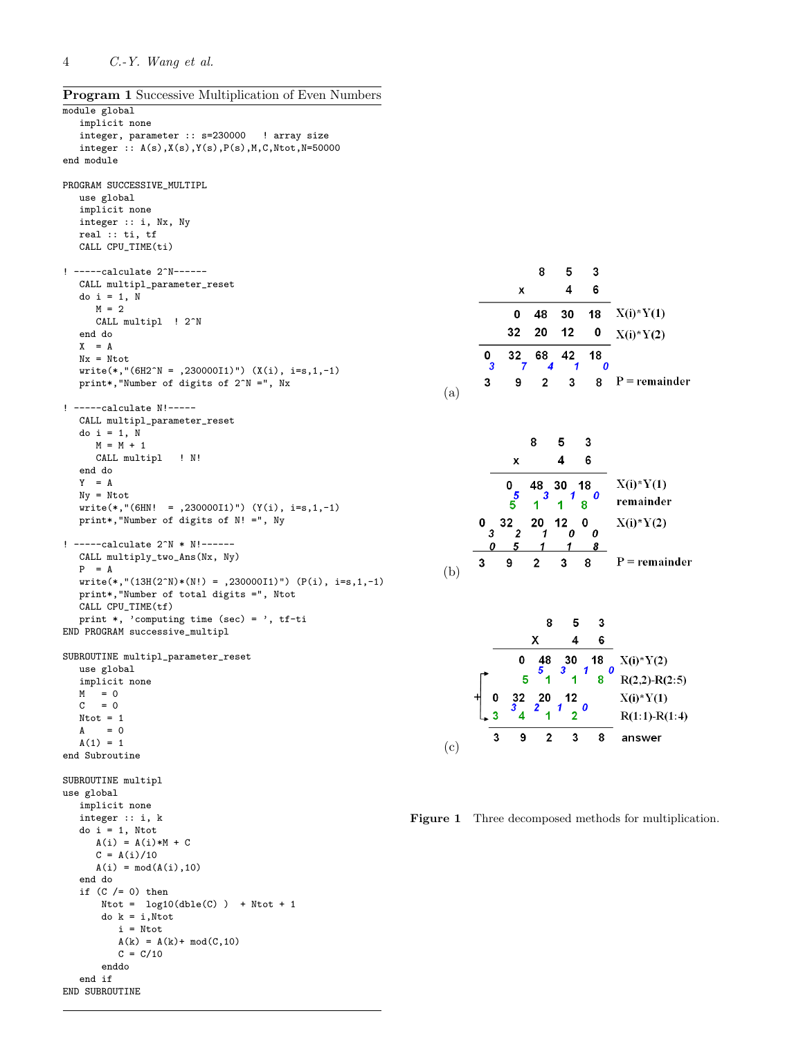**Program 1** Successive Multiplication of Even Numbers

```
module global
   implicit none
   integer, parameter :: s=230000   ! array size
   integer :: A(s),X(s),Y(s),P(s),M,C,Ntot,N=50000
end module

PROGRAM SUCCESSIVE_MULTIPL
   use global
   implicit none
   integer :: i, Nx, Ny
   real :: ti, tf
   CALL CPU_TIME(ti)

! -----calculate 2^N------
   CALL multipl_parameter_reset
   do i = 1, N
      M = 2
      CALL multipl  ! 2^N
   end do
   X  = A
   Nx = Ntot
   write(*,"(6H2^N = ,230000I1)") (X(i), i=s,1,-1)
   print*,"Number of digits of 2^N =", Nx

! -----calculate N!-----
   CALL multipl_parameter_reset
   do i = 1, N
      M = M + 1
      CALL multipl   ! N!
   end do
   Y  = A
   Ny = Ntot
   write(*,"(6HN!  = ,230000I1)") (Y(i), i=s,1,-1)
   print*,"Number of digits of N! =", Ny

! -----calculate 2^N * N!------
   CALL multiply_two_Ans(Nx, Ny)
   P  = A
   write(*,"(13H(2^N)*(N!) = ,230000I1)") (P(i), i=s,1,-1)
   print*,"Number of total digits =", Ntot
   CALL CPU_TIME(tf)
   print *, 'computing time (sec) = ', tf-ti
END PROGRAM successive_multipl

SUBROUTINE multipl_parameter_reset
   use global
   implicit none
   M    = 0
   C    = 0
   Ntot = 1
   A     = 0
   A(1) = 1
end Subroutine

SUBROUTINE multipl
use global
   implicit none
   integer :: i, k
   do i = 1, Ntot
      A(i) = A(i)*M + C
      C = A(i)/10
      A(i) = mod(A(i),10)
   end do
   if (C /= 0) then
       Ntot =  log10(dble(C) )  + Ntot + 1
       do k = i,Ntot
          i = Ntot
          A(k) = A(k)+ mod(C,10)
          C = C/10
       enddo
   end if
END SUBROUTINE
```

(a)

```
              8    5    3
         x         4    6
   ------------------------
         0   48   30   18    X(i)*Y(1)
        32   20   12    0    X(i)*Y(2)
   ------------------------
    0   32   68   42   18
    3    7    4    1    0
    3    9    2    3    8    P = remainder
```

(b)

```
              8    5    3
         x         4    6
   ------------------------
         0   48   30   18    X(i)*Y(1)
         5    3    1    0
         5    1    1    8    remainder
    0   32   20   12    0    X(i)*Y(2)
    3    2    1    0    0
    0    5    1    1    8
   ------------------------
    3    9    2    3    8    P = remainder
```

(c)

```
              8    5    3
         X         4    6
   ------------------------
         0   48   30   18    X(i)*Y(2)
              5    3    1    0
         5    1    1    8    R(2,2)-R(2:5)
 +  0   32   20   12         X(i)*Y(1)
         3    2    1    0
    3    4    1    2         R(1:1)-R(1:4)
   ------------------------
    3    9    2    3    8    answer
```

**Figure 1** Three decomposed methods for multiplication.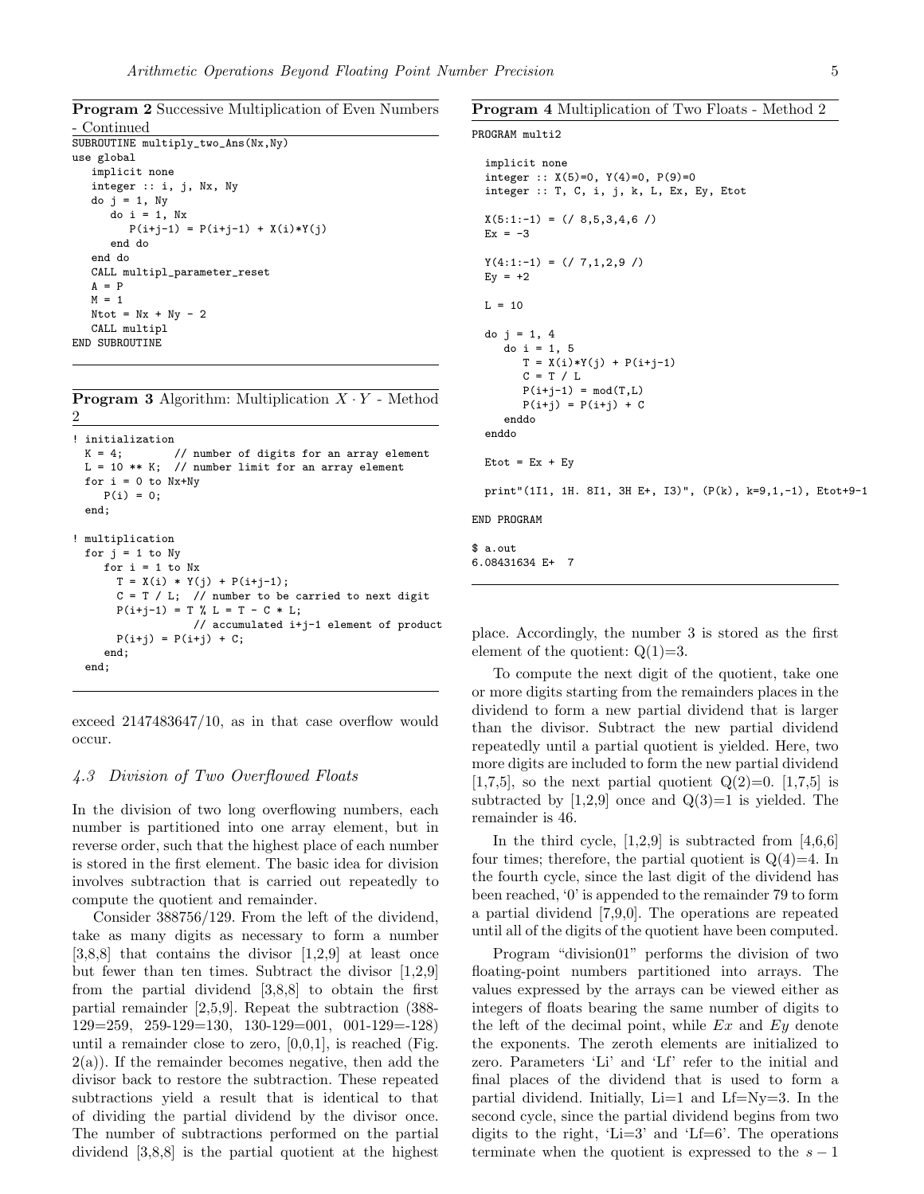**Program 2** Successive Multiplication of Even Numbers - Continued

```
SUBROUTINE multiply_two_Ans(Nx,Ny)
use global
   implicit none
   integer :: i, j, Nx, Ny
   do j = 1, Ny
      do i = 1, Nx
         P(i+j-1) = P(i+j-1) + X(i)*Y(j)
      end do
   end do
   CALL multipl_parameter_reset
   A = P
   M = 1
   Ntot = Nx + Ny - 2
   CALL multipl
END SUBROUTINE
```

**Program 3** Algorithm: Multiplication $X \cdot Y$ - Method 2

```
! initialization
  K = 4;       // number of digits for an array element
  L = 10 ** K;  // number limit for an array element
  for i = 0 to Nx+Ny
     P(i) = 0;
  end;

! multiplication
  for j = 1 to Ny
     for i = 1 to Nx
       T = X(i) * Y(j) + P(i+j-1);
       C = T / L;  // number to be carried to next digit
       P(i+j-1) = T % L = T - C * L;
                  // accumulated i+j-1 element of product
       P(i+j) = P(i+j) + C;
     end;
  end;
```

exceed 2147483647/10, as in that case overflow would occur.

### 4.3 Division of Two Overflowed Floats

In the division of two long overflowing numbers, each number is partitioned into one array element, but in reverse order, such that the highest place of each number is stored in the first element. The basic idea for division involves subtraction that is carried out repeatedly to compute the quotient and remainder.

Consider 388756/129. From the left of the dividend, take as many digits as necessary to form a number [3,8,8] that contains the divisor [1,2,9] at least once but fewer than ten times. Subtract the divisor [1,2,9] from the partial dividend [3,8,8] to obtain the first partial remainder [2,5,9]. Repeat the subtraction (388-129=259, 259-129=130, 130-129=001, 001-129=-128) until a remainder close to zero, [0,0,1], is reached (Fig. 2(a)). If the remainder becomes negative, then add the divisor back to restore the subtraction. These repeated subtractions yield a result that is identical to that of dividing the partial dividend by the divisor once. The number of subtractions performed on the partial dividend [3,8,8] is the partial quotient at the highest

**Program 4** Multiplication of Two Floats - Method 2

```
PROGRAM multi2

  implicit none
  integer :: X(5)=0, Y(4)=0, P(9)=0
  integer :: T, C, i, j, k, L, Ex, Ey, Etot

  X(5:1:-1) = (/ 8,5,3,4,6 /)
  Ex = -3

  Y(4:1:-1) = (/ 7,1,2,9 /)
  Ey = +2

  L = 10

  do j = 1, 4
     do i = 1, 5
        T = X(i)*Y(j) + P(i+j-1)
        C = T / L
        P(i+j-1) = mod(T,L)
        P(i+j) = P(i+j) + C
     enddo
  enddo

  Etot = Ex + Ey

  print"(1I1, 1H. 8I1, 3H E+, I3)", (P(k), k=9,1,-1), Etot+9-1

END PROGRAM

$ a.out
6.08431634 E+  7
```

place. Accordingly, the number 3 is stored as the first element of the quotient: Q(1)=3.

To compute the next digit of the quotient, take one or more digits starting from the remainders places in the dividend to form a new partial dividend that is larger than the divisor. Subtract the new partial dividend repeatedly until a partial quotient is yielded. Here, two more digits are included to form the new partial dividend [1,7,5], so the next partial quotient Q(2)=0. [1,7,5] is subtracted by [1,2,9] once and Q(3)=1 is yielded. The remainder is 46.

In the third cycle, [1,2,9] is subtracted from [4,6,6] four times; therefore, the partial quotient is Q(4)=4. In the fourth cycle, since the last digit of the dividend has been reached, '0' is appended to the remainder 79 to form a partial dividend [7,9,0]. The operations are repeated until all of the digits of the quotient have been computed.

Program "division01" performs the division of two floating-point numbers partitioned into arrays. The values expressed by the arrays can be viewed either as integers of floats bearing the same number of digits to the left of the decimal point, while *Ex* and *Ey* denote the exponents. The zeroth elements are initialized to zero. Parameters 'Li' and 'Lf' refer to the initial and final places of the dividend that is used to form a partial dividend. Initially, Li=1 and Lf=Ny=3. In the second cycle, since the partial dividend begins from two digits to the right, 'Li=3' and 'Lf=6'. The operations terminate when the quotient is expressed to the $s-1$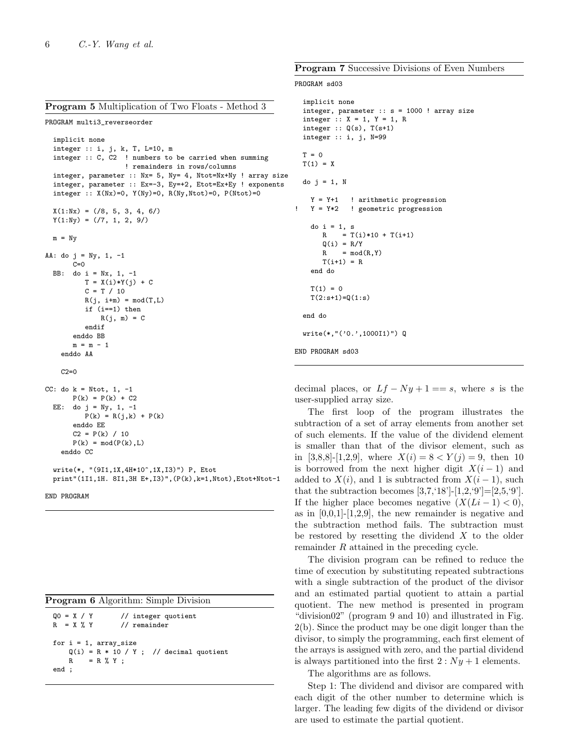**Program 5** Multiplication of Two Floats - Method 3

```
PROGRAM multi3_reverseorder

  implicit none
  integer :: i, j, k, T, L=10, m
  integer :: C, C2  ! numbers to be carried when summing
                    ! remainders in rows/columns
  integer, parameter :: Nx= 5, Ny= 4, Ntot=Nx+Ny ! array size
  integer, parameter :: Ex=-3, Ey=+2, Etot=Ex+Ey ! exponents
  integer :: X(Nx)=0, Y(Ny)=0, R(Ny,Ntot)=0, P(Ntot)=0

  X(1:Nx) = (/8, 5, 3, 4, 6/)
  Y(1:Ny) = (/7, 1, 2, 9/)

  m = Ny

AA: do j = Ny, 1, -1
      C=0
  BB:  do i = Nx, 1, -1
          T = X(i)*Y(j) + C
          C = T / 10
          R(j, i+m) = mod(T,L)
          if (i==1) then
              R(j, m) = C
          endif
       enddo BB
       m = m - 1
    enddo AA

    C2=0

CC: do k = Ntot, 1, -1
       P(k) = P(k) + C2
  EE:  do j = Ny, 1, -1
          P(k) = R(j,k) + P(k)
       enddo EE
       C2 = P(k) / 10
       P(k) = mod(P(k),L)
    enddo CC

  write(*, "(9I1,1X,4H*10^,1X,I3)") P, Etot
  print"(1I1,1H. 8I1,3H E+,I3)",(P(k),k=1,Ntot),Etot+Ntot-1

END PROGRAM
```

**Program 6** Algorithm: Simple Division

```
  Q0 = X / Y        // integer quotient
  R  = X % Y        // remainder

  for i = 1, array_size
      Q(i) = R * 10 / Y ;  // decimal quotient
      R    = R % Y ;
  end ;
```

**Program 7** Successive Divisions of Even Numbers

```
PROGRAM sd03

  implicit none
  integer, parameter :: s = 1000 ! array size
  integer :: X = 1, Y = 1, R
  integer :: Q(s), T(s+1)
  integer :: i, j, N=99

  T = 0
  T(1) = X

  do j = 1, N

    Y = Y+1   ! arithmetic progression
!   Y = Y*2   ! geometric progression

    do i = 1, s
       R    = T(i)*10 + T(i+1)
       Q(i) = R/Y
       R    = mod(R,Y)
       T(i+1) = R
    end do

    T(1) = 0
    T(2:s+1)=Q(1:s)

  end do

  write(*,"('0.',1000I1)") Q

END PROGRAM sd03
```

decimal places, or $Lf - Ny + 1 == s$, where $s$ is the user-supplied array size.

The first loop of the program illustrates the subtraction of a set of array elements from another set of such elements. If the value of the dividend element is smaller than that of the divisor element, such as in [3,8,8]-[1,2,9], where $X(i) = 8 < Y(j) = 9$, then 10 is borrowed from the next higher digit $X(i-1)$ and added to $X(i)$, and 1 is subtracted from $X(i-1)$, such that the subtraction becomes [3,7,'18']-[1,2,'9']=[2,5,'9']. If the higher place becomes negative ($X(Li-1) < 0$), as in [0,0,1]-[1,2,9], the new remainder is negative and the subtraction method fails. The subtraction must be restored by resetting the dividend $X$ to the older remainder $R$ attained in the preceding cycle.

The division program can be refined to reduce the time of execution by substituting repeated subtractions with a single subtraction of the product of the divisor and an estimated partial quotient to attain a partial quotient. The new method is presented in program "division02" (program 9 and 10) and illustrated in Fig. 2(b). Since the product may be one digit longer than the divisor, to simply the programming, each first element of the arrays is assigned with zero, and the partial dividend is always partitioned into the first $2 : Ny + 1$ elements.

The algorithms are as follows.

Step 1: The dividend and divisor are compared with each digit of the other number to determine which is larger. The leading few digits of the dividend or divisor are used to estimate the partial quotient.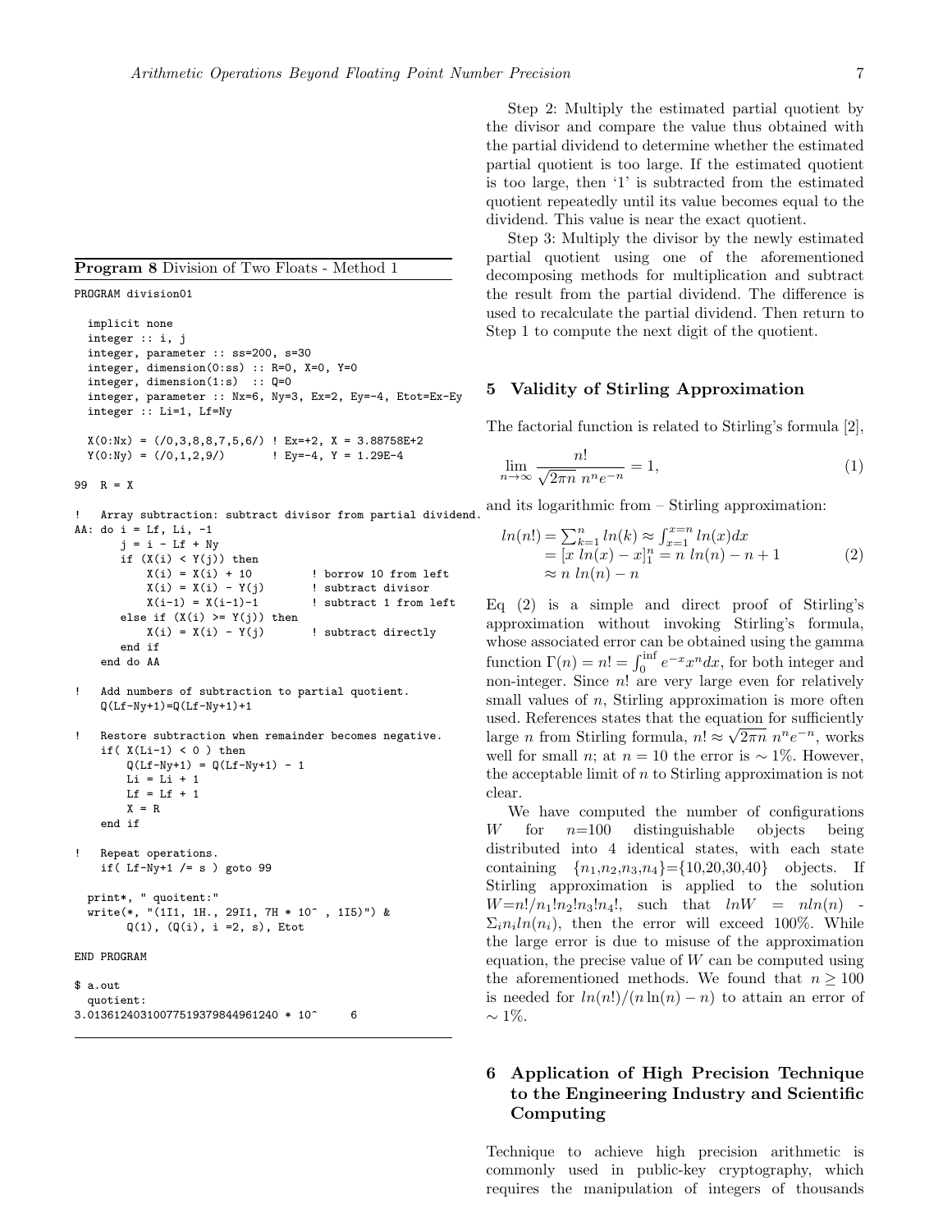**Program 8** Division of Two Floats - Method 1

```
PROGRAM division01

  implicit none
  integer :: i, j
  integer, parameter :: ss=200, s=30
  integer, dimension(0:ss) :: R=0, X=0, Y=0
  integer, dimension(1:s)  :: Q=0
  integer, parameter :: Nx=6, Ny=3, Ex=2, Ey=-4, Etot=Ex-Ey
  integer :: Li=1, Lf=Ny

  X(0:Nx) = (/0,3,8,8,7,5,6/) ! Ex=+2, X = 3.88758E+2
  Y(0:Ny) = (/0,1,2,9/)       ! Ey=-4, Y = 1.29E-4

99  R = X

!   Array subtraction: subtract divisor from partial dividend.
AA: do i = Lf, Li, -1
       j = i - Lf + Ny
       if (X(i) < Y(j)) then
           X(i) = X(i) + 10        ! borrow 10 from left
           X(i) = X(i) - Y(j)      ! subtract divisor
           X(i-1) = X(i-1)-1       ! subtract 1 from left
       else if (X(i) >= Y(j)) then
           X(i) = X(i) - Y(j)      ! subtract directly
       end if
    end do AA

!   Add numbers of subtraction to partial quotient.
    Q(Lf-Ny+1)=Q(Lf-Ny+1)+1

!   Restore subtraction when remainder becomes negative.
    if( X(Li-1) < 0 ) then
        Q(Lf-Ny+1) = Q(Lf-Ny+1) - 1
        Li = Li + 1
        Lf = Lf + 1
        X = R
    end if

!   Repeat operations.
    if( Lf-Ny+1 /= s ) goto 99

  print*, " quoitent:"
  write(*, "(1I1, 1H., 29I1, 7H * 10^ , 1I5)") &
        Q(1), (Q(i), i =2, s), Etot

END PROGRAM

$ a.out
 quoitent:
3.01361240310077519379844961240 * 10^     6
```

Step 2: Multiply the estimated partial quotient by the divisor and compare the value thus obtained with the partial dividend to determine whether the estimated partial quotient is too large. If the estimated quotient is too large, then '1' is subtracted from the estimated quotient repeatedly until its value becomes equal to the dividend. This value is near the exact quotient.

Step 3: Multiply the divisor by the newly estimated partial quotient using one of the aforementioned decomposing methods for multiplication and subtract the result from the partial dividend. The difference is used to recalculate the partial dividend. Then return to Step 1 to compute the next digit of the quotient.

## 5 Validity of Stirling Approximation

The factorial function is related to Stirling's formula [2],

$$\lim_{n\to\infty} \frac{n!}{\sqrt{2\pi n}\; n^n e^{-n}} = 1, \tag{1}$$

and its logarithmic from – Stirling approximation:

$$\begin{aligned} ln(n!) &= \sum_{k=1}^{n} ln(k) \approx \int_{x=1}^{x=n} ln(x)dx \\ &= [x\; ln(x) - x]_1^n = n\; ln(n) - n + 1 \\ &\approx n\; ln(n) - n \end{aligned} \tag{2}$$

Eq (2) is a simple and direct proof of Stirling's approximation without invoking Stirling's formula, whose associated error can be obtained using the gamma function $\Gamma(n) = n! = \int_0^{\inf} e^{-x} x^n dx$, for both integer and non-integer. Since $n!$ are very large even for relatively small values of $n$, Stirling approximation is more often used. References states that the equation for sufficiently large $n$ from Stirling formula, $n! \approx \sqrt{2\pi n}\; n^n e^{-n}$, works well for small $n$; at $n = 10$ the error is $\sim 1\%$. However, the acceptable limit of $n$ to Stirling approximation is not clear.

We have computed the number of configurations $W$ for $n$=100 distinguishable objects being distributed into 4 identical states, with each state containing $\{n_1,n_2,n_3,n_4\}$={10,20,30,40} objects. If Stirling approximation is applied to the solution $W$=$n!/n_1!n_2!n_3!n_4!$, such that $lnW = nln(n) - \Sigma_i n_i ln(n_i)$, then the error will exceed 100%. While the large error is due to misuse of the approximation equation, the precise value of $W$ can be computed using the aforementioned methods. We found that $n \geq 100$ is needed for $ln(n!)/(n \ln(n) - n)$ to attain an error of $\sim 1\%$.

## 6 Application of High Precision Technique to the Engineering Industry and Scientific Computing

Technique to achieve high precision arithmetic is commonly used in public-key cryptography, which requires the manipulation of integers of thousands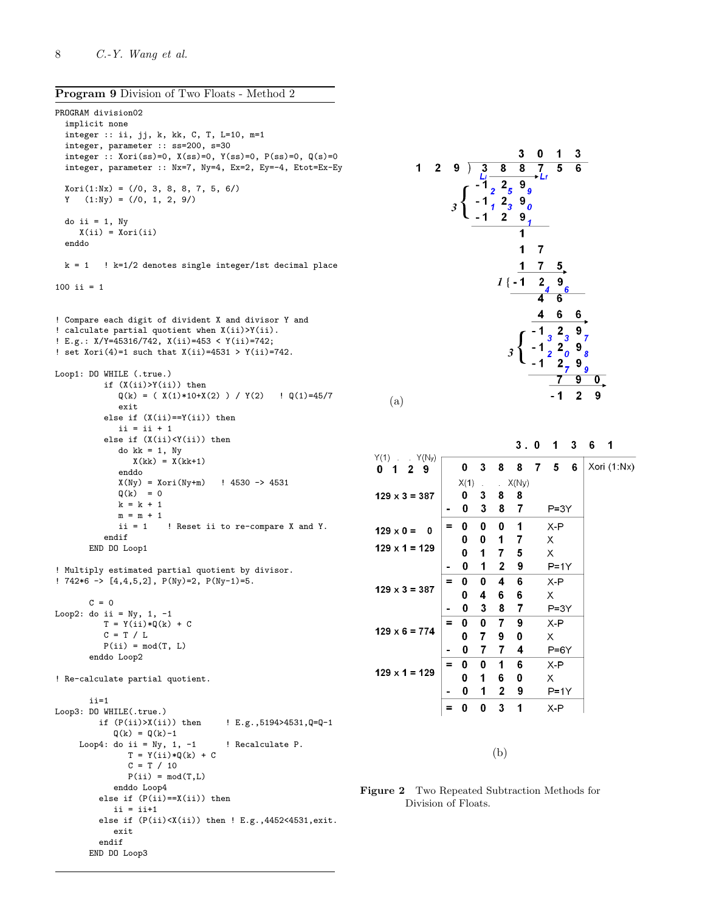**Program 9** Division of Two Floats - Method 2

```
PROGRAM division02
  implicit none
  integer :: ii, jj, k, kk, C, T, L=10, m=1
  integer, parameter :: ss=200, s=30
  integer :: Xori(ss)=0, X(ss)=0, Y(ss)=0, P(ss)=0, Q(s)=0
  integer, parameter :: Nx=7, Ny=4, Ex=2, Ey=-4, Etot=Ex-Ey

  Xori(1:Nx) = (/0, 3, 8, 8, 7, 5, 6/)
  Y    (1:Ny) = (/0, 1, 2, 9/)

  do ii = 1, Ny
     X(ii) = Xori(ii)
  enddo

  k = 1   ! k=1/2 denotes single integer/1st decimal place

100 ii = 1


! Compare each digit of divident X and divisor Y and
! calculate partial quotient when X(ii)>Y(ii).
! E.g.: X/Y=45316/742, X(ii)=453 < Y(ii)=742;
! set Xori(4)=1 such that X(ii)=4531 > Y(ii)=742.

Loop1: DO WHILE (.true.)
         if (X(ii)>Y(ii)) then
            Q(k) = ( X(1)*10+X(2) ) / Y(2)    ! Q(1)=45/7
            exit
         else if (X(ii)==Y(ii)) then
            ii = ii + 1
         else if (X(ii)<Y(ii)) then
            do kk = 1, Ny
               X(kk) = X(kk+1)
            enddo
            X(Ny) = Xori(Ny+m)    ! 4530 -> 4531
            Q(k)  = 0
            k = k + 1
            m = m + 1
            ii = 1    ! Reset ii to re-compare X and Y.
         endif
       END DO Loop1

! Multiply estimated partial quotient by divisor.
! 742*6 -> [4,4,5,2], P(Ny)=2, P(Ny-1)=5.

       C = 0
Loop2: do ii = Ny, 1, -1
          T = Y(ii)*Q(k) + C
          C = T / L
          P(ii) = mod(T, L)
       enddo Loop2

! Re-calculate partial quotient.

       ii=1
Loop3: DO WHILE(.true.)
         if (P(ii)>X(ii)) then      ! E.g.,5194>4531,Q=Q-1
            Q(k) = Q(k)-1
     Loop4: do ii = Ny, 1, -1      ! Recalculate P.
               T = Y(ii)*Q(k) + C
               C = T / 10
               P(ii) = mod(T,L)
            enddo Loop4
         else if (P(ii)==X(ii)) then
            ii = ii+1
         else if (P(ii)<X(ii)) then ! E.g.,4452<4531,exit.
            exit
         endif
       END DO Loop3
```

(a)

(b)

**Figure 2** Two Repeated Subtraction Methods for Division of Floats.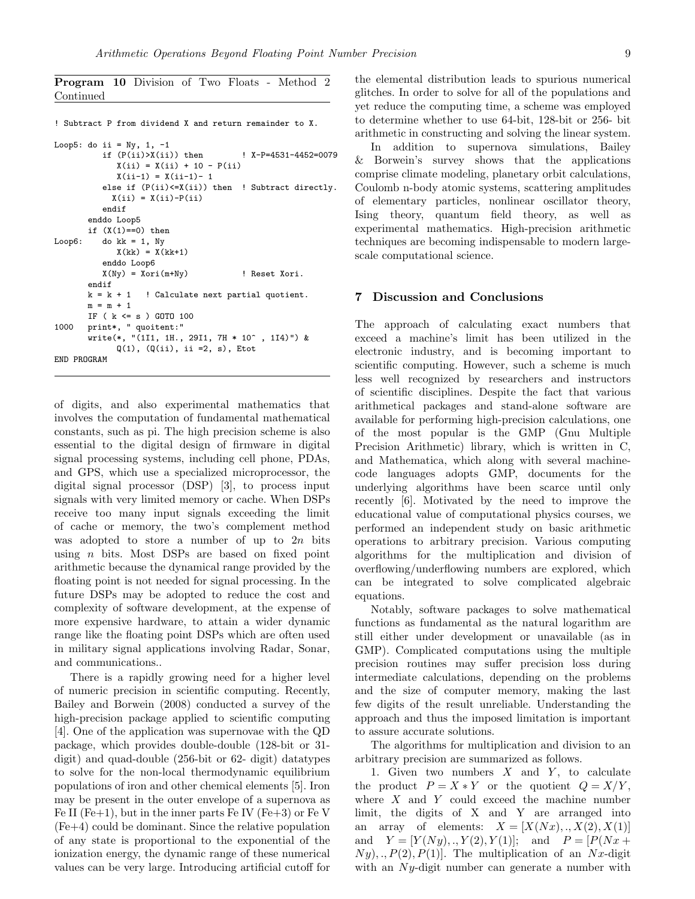**Program 10** Division of Two Floats - Method 2 Continued

```
! Subtract P from dividend X and return remainder to X.

Loop5: do ii = Ny, 1, -1
          if (P(ii)>X(ii)) then        ! X-P=4531-4452=0079
             X(ii) = X(ii) + 10 - P(ii)
             X(ii-1) = X(ii-1)- 1
          else if (P(ii)<=X(ii)) then  ! Subtract directly.
            X(ii) = X(ii)-P(ii)
          endif
       enddo Loop5
       if (X(1)==0) then
Loop6:    do kk = 1, Ny
             X(kk) = X(kk+1)
          enddo Loop6
          X(Ny) = Xori(m+Ny)           ! Reset Xori.
       endif
       k = k + 1   ! Calculate next partial quotient.
       m = m + 1
       IF ( k <= s ) GOTO 100
1000   print*, " quoitent:"
       write(*, "(1I1, 1H., 29I1, 7H * 10^ , 1I4)") &
             Q(1), (Q(ii), ii =2, s), Etot
END PROGRAM
```

of digits, and also experimental mathematics that involves the computation of fundamental mathematical constants, such as pi. The high precision scheme is also essential to the digital design of firmware in digital signal processing systems, including cell phone, PDAs, and GPS, which use a specialized microprocessor, the digital signal processor (DSP) [3], to process input signals with very limited memory or cache. When DSPs receive too many input signals exceeding the limit of cache or memory, the two's complement method was adopted to store a number of up to $2n$ bits using $n$ bits. Most DSPs are based on fixed point arithmetic because the dynamical range provided by the floating point is not needed for signal processing. In the future DSPs may be adopted to reduce the cost and complexity of software development, at the expense of more expensive hardware, to attain a wider dynamic range like the floating point DSPs which are often used in military signal applications involving Radar, Sonar, and communications..

There is a rapidly growing need for a higher level of numeric precision in scientific computing. Recently, Bailey and Borwein (2008) conducted a survey of the high-precision package applied to scientific computing [4]. One of the application was supernovae with the QD package, which provides double-double (128-bit or 31-digit) and quad-double (256-bit or 62- digit) datatypes to solve for the non-local thermodynamic equilibrium populations of iron and other chemical elements [5]. Iron may be present in the outer envelope of a supernova as Fe II (Fe+1), but in the inner parts Fe IV (Fe+3) or Fe V (Fe+4) could be dominant. Since the relative population of any state is proportional to the exponential of the ionization energy, the dynamic range of these numerical values can be very large. Introducing artificial cutoff for the elemental distribution leads to spurious numerical glitches. In order to solve for all of the populations and yet reduce the computing time, a scheme was employed to determine whether to use 64-bit, 128-bit or 256- bit arithmetic in constructing and solving the linear system.

In addition to supernova simulations, Bailey & Borwein's survey shows that the applications comprise climate modeling, planetary orbit calculations, Coulomb n-body atomic systems, scattering amplitudes of elementary particles, nonlinear oscillator theory, Ising theory, quantum field theory, as well as experimental mathematics. High-precision arithmetic techniques are becoming indispensable to modern large-scale computational science.

## 7 Discussion and Conclusions

The approach of calculating exact numbers that exceed a machine's limit has been utilized in the electronic industry, and is becoming important to scientific computing. However, such a scheme is much less well recognized by researchers and instructors of scientific disciplines. Despite the fact that various arithmetical packages and stand-alone software are available for performing high-precision calculations, one of the most popular is the GMP (Gnu Multiple Precision Arithmetic) library, which is written in C, and Mathematica, which along with several machine-code languages adopts GMP, documents for the underlying algorithms have been scarce until only recently [6]. Motivated by the need to improve the educational value of computational physics courses, we performed an independent study on basic arithmetic operations to arbitrary precision. Various computing algorithms for the multiplication and division of overflowing/underflowing numbers are explored, which can be integrated to solve complicated algebraic equations.

Notably, software packages to solve mathematical functions as fundamental as the natural logarithm are still either under development or unavailable (as in GMP). Complicated computations using the multiple precision routines may suffer precision loss during intermediate calculations, depending on the problems and the size of computer memory, making the last few digits of the result unreliable. Understanding the approach and thus the imposed limitation is important to assure accurate solutions.

The algorithms for multiplication and division to an arbitrary precision are summarized as follows.

1. Given two numbers $X$ and $Y$, to calculate the product $P = X * Y$ or the quotient $Q = X/Y$, where $X$ and $Y$ could exceed the machine number limit, the digits of X and Y are arranged into an array of elements: $X = [X(Nx), ., X(2), X(1)]$ and $Y = [Y(Ny), ., Y(2), Y(1)]$; and $P = [P(Nx + Ny), ., P(2), P(1)]$. The multiplication of an $Nx$-digit with an $Ny$-digit number can generate a number with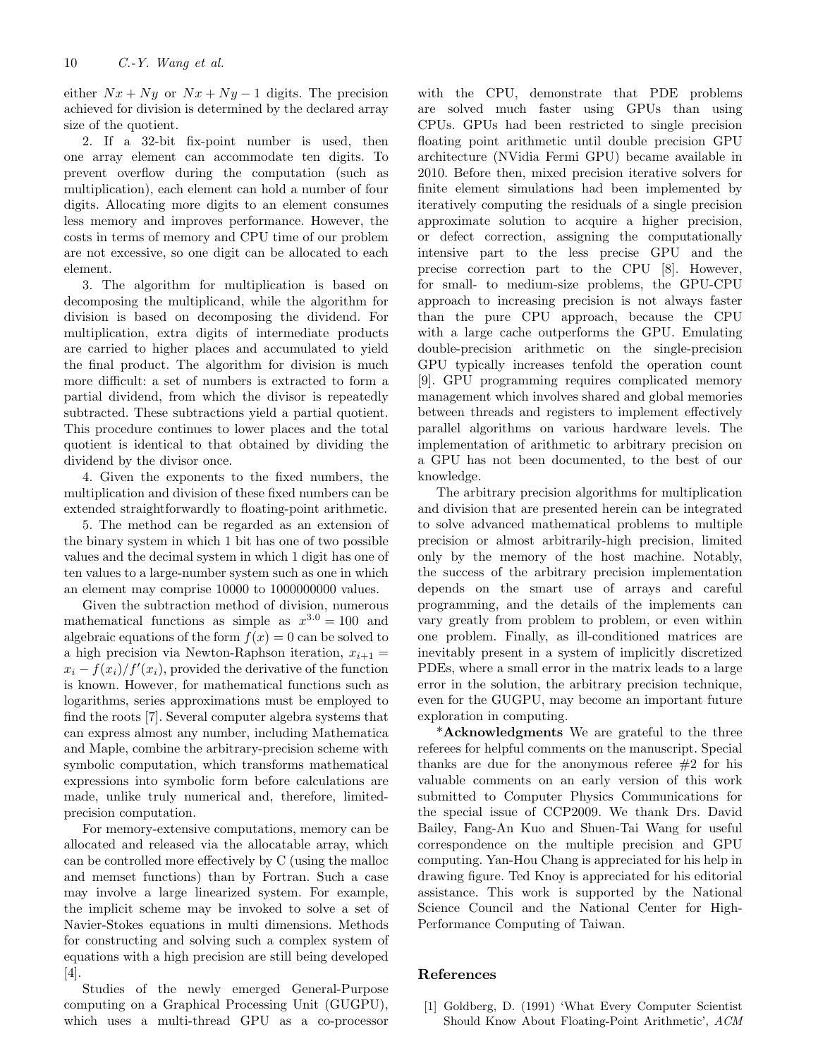either $Nx + Ny$ or $Nx + Ny - 1$ digits. The precision achieved for division is determined by the declared array size of the quotient.

2. If a 32-bit fix-point number is used, then one array element can accommodate ten digits. To prevent overflow during the computation (such as multiplication), each element can hold a number of four digits. Allocating more digits to an element consumes less memory and improves performance. However, the costs in terms of memory and CPU time of our problem are not excessive, so one digit can be allocated to each element.

3. The algorithm for multiplication is based on decomposing the multiplicand, while the algorithm for division is based on decomposing the dividend. For multiplication, extra digits of intermediate products are carried to higher places and accumulated to yield the final product. The algorithm for division is much more difficult: a set of numbers is extracted to form a partial dividend, from which the divisor is repeatedly subtracted. These subtractions yield a partial quotient. This procedure continues to lower places and the total quotient is identical to that obtained by dividing the dividend by the divisor once.

4. Given the exponents to the fixed numbers, the multiplication and division of these fixed numbers can be extended straightforwardly to floating-point arithmetic.

5. The method can be regarded as an extension of the binary system in which 1 bit has one of two possible values and the decimal system in which 1 digit has one of ten values to a large-number system such as one in which an element may comprise 10000 to 1000000000 values.

Given the subtraction method of division, numerous mathematical functions as simple as $x^{3.0} = 100$ and algebraic equations of the form $f(x) = 0$ can be solved to a high precision via Newton-Raphson iteration, $x_{i+1} = x_i - f(x_i)/f'(x_i)$, provided the derivative of the function is known. However, for mathematical functions such as logarithms, series approximations must be employed to find the roots [7]. Several computer algebra systems that can express almost any number, including Mathematica and Maple, combine the arbitrary-precision scheme with symbolic computation, which transforms mathematical expressions into symbolic form before calculations are made, unlike truly numerical and, therefore, limited-precision computation.

For memory-extensive computations, memory can be allocated and released via the allocatable array, which can be controlled more effectively by C (using the malloc and memset functions) than by Fortran. Such a case may involve a large linearized system. For example, the implicit scheme may be invoked to solve a set of Navier-Stokes equations in multi dimensions. Methods for constructing and solving such a complex system of equations with a high precision are still being developed [4].

Studies of the newly emerged General-Purpose computing on a Graphical Processing Unit (GUGPU), which uses a multi-thread GPU as a co-processor with the CPU, demonstrate that PDE problems are solved much faster using GPUs than using CPUs. GPUs had been restricted to single precision floating point arithmetic until double precision GPU architecture (NVidia Fermi GPU) became available in 2010. Before then, mixed precision iterative solvers for finite element simulations had been implemented by iteratively computing the residuals of a single precision approximate solution to acquire a higher precision, or defect correction, assigning the computationally intensive part to the less precise GPU and the precise correction part to the CPU [8]. However, for small- to medium-size problems, the GPU-CPU approach to increasing precision is not always faster than the pure CPU approach, because the CPU with a large cache outperforms the GPU. Emulating double-precision arithmetic on the single-precision GPU typically increases tenfold the operation count [9]. GPU programming requires complicated memory management which involves shared and global memories between threads and registers to implement effectively parallel algorithms on various hardware levels. The implementation of arithmetic to arbitrary precision on a GPU has not been documented, to the best of our knowledge.

The arbitrary precision algorithms for multiplication and division that are presented herein can be integrated to solve advanced mathematical problems to multiple precision or almost arbitrarily-high precision, limited only by the memory of the host machine. Notably, the success of the arbitrary precision implementation depends on the smart use of arrays and careful programming, and the details of the implements can vary greatly from problem to problem, or even within one problem. Finally, as ill-conditioned matrices are inevitably present in a system of implicitly discretized PDEs, where a small error in the matrix leads to a large error in the solution, the arbitrary precision technique, even for the GUGPU, may become an important future exploration in computing.

\***Acknowledgments** We are grateful to the three referees for helpful comments on the manuscript. Special thanks are due for the anonymous referee #2 for his valuable comments on an early version of this work submitted to Computer Physics Communications for the special issue of CCP2009. We thank Drs. David Bailey, Fang-An Kuo and Shuen-Tai Wang for useful correspondence on the multiple precision and GPU computing. Yan-Hou Chang is appreciated for his help in drawing figure. Ted Knoy is appreciated for his editorial assistance. This work is supported by the National Science Council and the National Center for High-Performance Computing of Taiwan.

## References

[1] Goldberg, D. (1991) 'What Every Computer Scientist Should Know About Floating-Point Arithmetic', *ACM*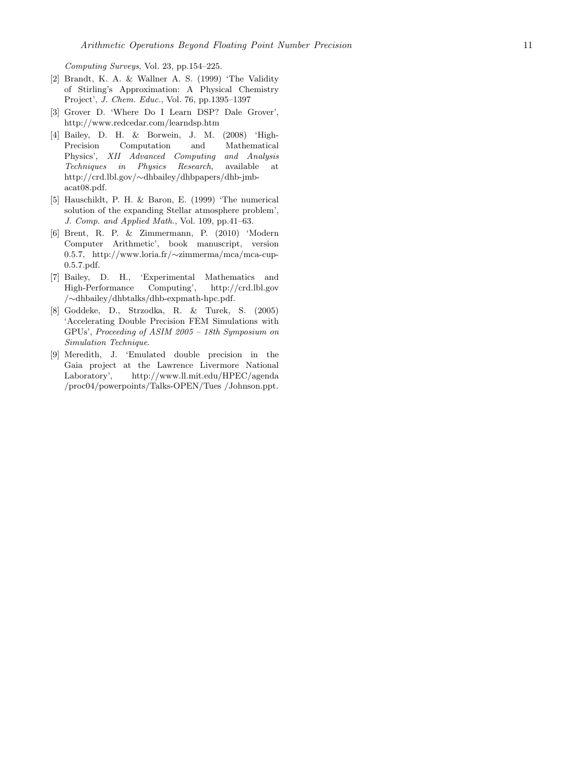*Computing Surveys*, Vol. 23, pp.154–225.

[2] Brandt, K. A. & Wallner A. S. (1999) 'The Validity of Stirling's Approximation: A Physical Chemistry Project', *J. Chem. Educ.*, Vol. 76, pp.1395–1397

[3] Grover D. 'Where Do I Learn DSP? Dale Grover', http://www.redcedar.com/learndsp.htm

[4] Bailey, D. H. & Borwein, J. M. (2008) 'High-Precision Computation and Mathematical Physics', *XII Advanced Computing and Analysis Techniques in Physics Research*, available at http://crd.lbl.gov/∼dhbailey/dhbpapers/dhb-jmb-acat08.pdf.

[5] Hauschildt, P. H. & Baron, E. (1999) 'The numerical solution of the expanding Stellar atmosphere problem', *J. Comp. and Applied Math.*, Vol. 109, pp.41–63.

[6] Brent, R. P. & Zimmermann, P. (2010) 'Modern Computer Arithmetic', book manuscript, version 0.5.7, http://www.loria.fr/∼zimmerma/mca/mca-cup-0.5.7.pdf.

[7] Bailey, D. H., 'Experimental Mathematics and High-Performance Computing', http://crd.lbl.gov /∼dhbailey/dhbtalks/dhb-expmath-hpc.pdf.

[8] Goddeke, D., Strzodka, R. & Turek, S. (2005) 'Accelerating Double Precision FEM Simulations with GPUs', *Proceeding of ASIM 2005 – 18th Symposium on Simulation Technique*.

[9] Meredith, J. 'Emulated double precision in the Gaia project at the Lawrence Livermore National Laboratory', http://www.ll.mit.edu/HPEC/agenda /proc04/powerpoints/Talks-OPEN/Tues /Johnson.ppt.